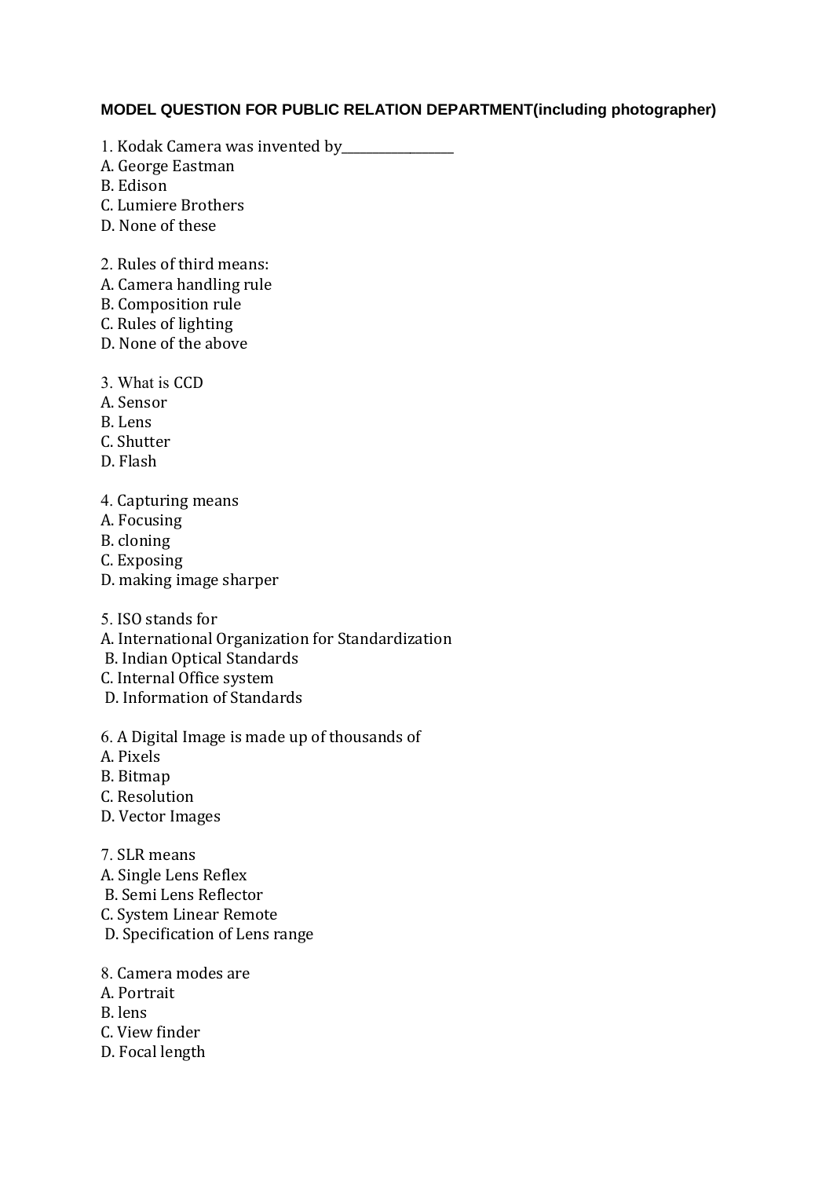**MODEL QUESTION FOR PUBLIC RELATION DEPARTMENT(including photographer)**

1. Kodak Camera was invented by_________________
A. George Eastman
B. Edison
C. Lumiere Brothers
D. None of these

2. Rules of third means:
A. Camera handling rule
B. Composition rule
C. Rules of lighting
D. None of the above

3. What is CCD
A. Sensor
B. Lens
C. Shutter
D. Flash

4. Capturing means
A. Focusing
B. cloning
C. Exposing
D. making image sharper

5. ISO stands for
A. International Organization for Standardization
B. Indian Optical Standards
C. Internal Office system
D. Information of Standards

6. A Digital Image is made up of thousands of
A. Pixels
B. Bitmap
C. Resolution
D. Vector Images

7. SLR means
A. Single Lens Reflex
B. Semi Lens Reflector
C. System Linear Remote
D. Specification of Lens range

8. Camera modes are
A. Portrait
B. lens
C. View finder
D. Focal length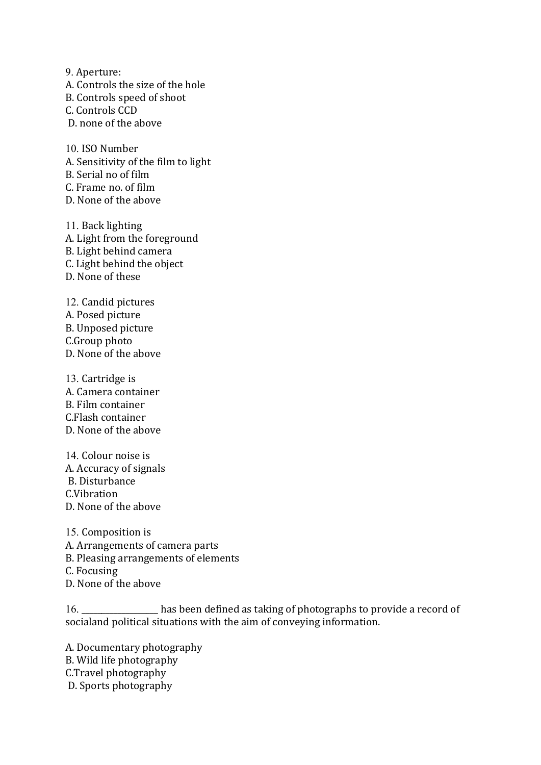9. Aperture:
A. Controls the size of the hole
B. Controls speed of shoot
C. Controls CCD
D. none of the above

10. ISO Number
A. Sensitivity of the film to light
B. Serial no of film
C. Frame no. of film
D. None of the above

11. Back lighting
A. Light from the foreground
B. Light behind camera
C. Light behind the object
D. None of these

12. Candid pictures
A. Posed picture
B. Unposed picture
C.Group photo
D. None of the above

13. Cartridge is
A. Camera container
B. Film container
C.Flash container
D. None of the above

14. Colour noise is
A. Accuracy of signals
B. Disturbance
C.Vibration
D. None of the above

15. Composition is
A. Arrangements of camera parts
B. Pleasing arrangements of elements
C. Focusing
D. None of the above

16. __________________ has been defined as taking of photographs to provide a record of socialand political situations with the aim of conveying information.

A. Documentary photography
B. Wild life photography
C.Travel photography
D. Sports photography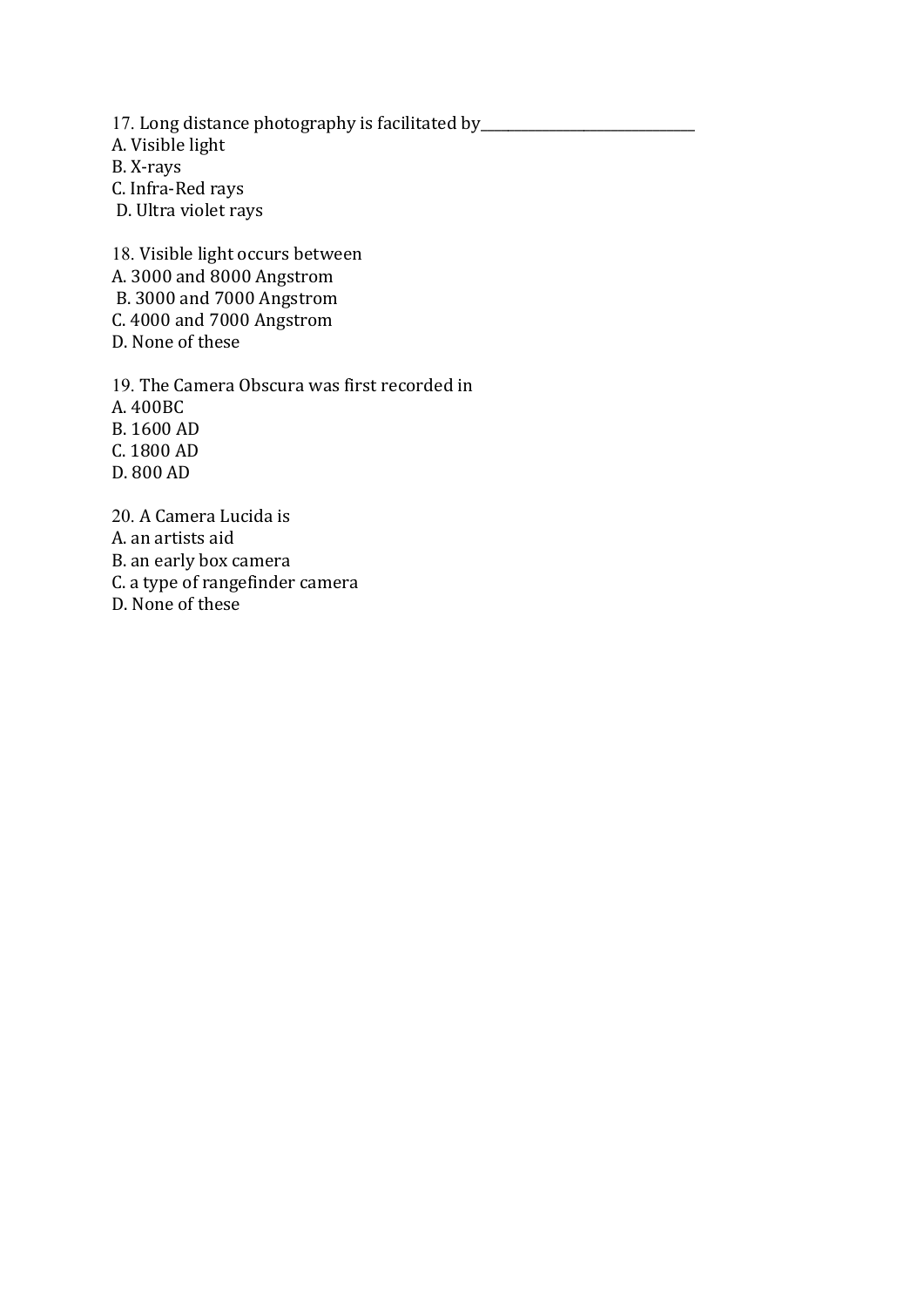17. Long distance photography is facilitated by______________________________

A. Visible light

B. X-rays

C. Infra-Red rays

D. Ultra violet rays

18. Visible light occurs between

A. 3000 and 8000 Angstrom

B. 3000 and 7000 Angstrom

C. 4000 and 7000 Angstrom

D. None of these

19. The Camera Obscura was first recorded in

A. 400BC

B. 1600 AD

C. 1800 AD

D. 800 AD

20. A Camera Lucida is

A. an artists aid

B. an early box camera

C. a type of rangefinder camera

D. None of these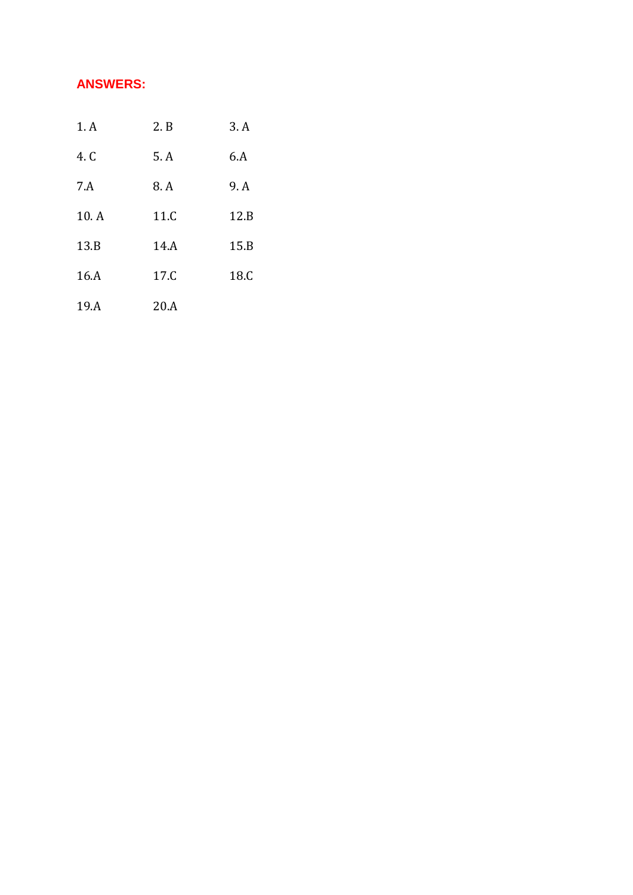**ANSWERS:**

| | | |
|---|---|---|
| 1. A | 2. B | 3. A |
| 4. C | 5. A | 6.A |
| 7.A | 8. A | 9. A |
| 10. A | 11.C | 12.B |
| 13.B | 14.A | 15.B |
| 16.A | 17.C | 18.C |
| 19.A | 20.A | |